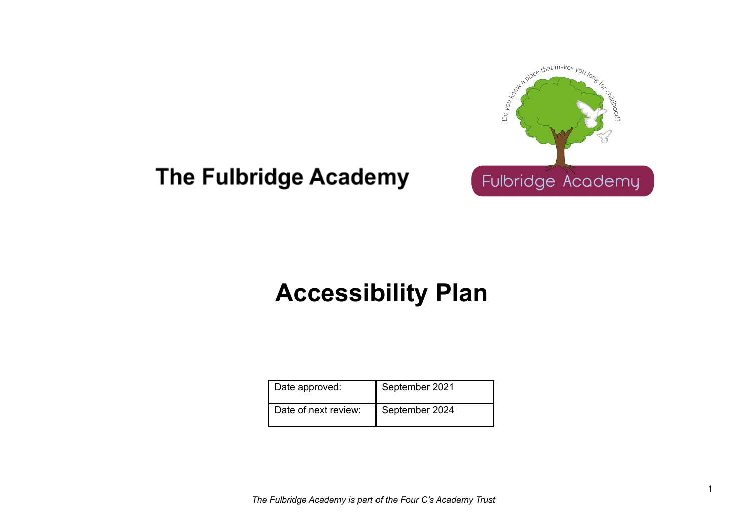# The Fulbridge Academy

# Accessibility Plan

| Date approved: | September 2021 |
|---|---|
| Date of next review: | September 2024 |

*The Fulbridge Academy is part of the Four C's Academy Trust*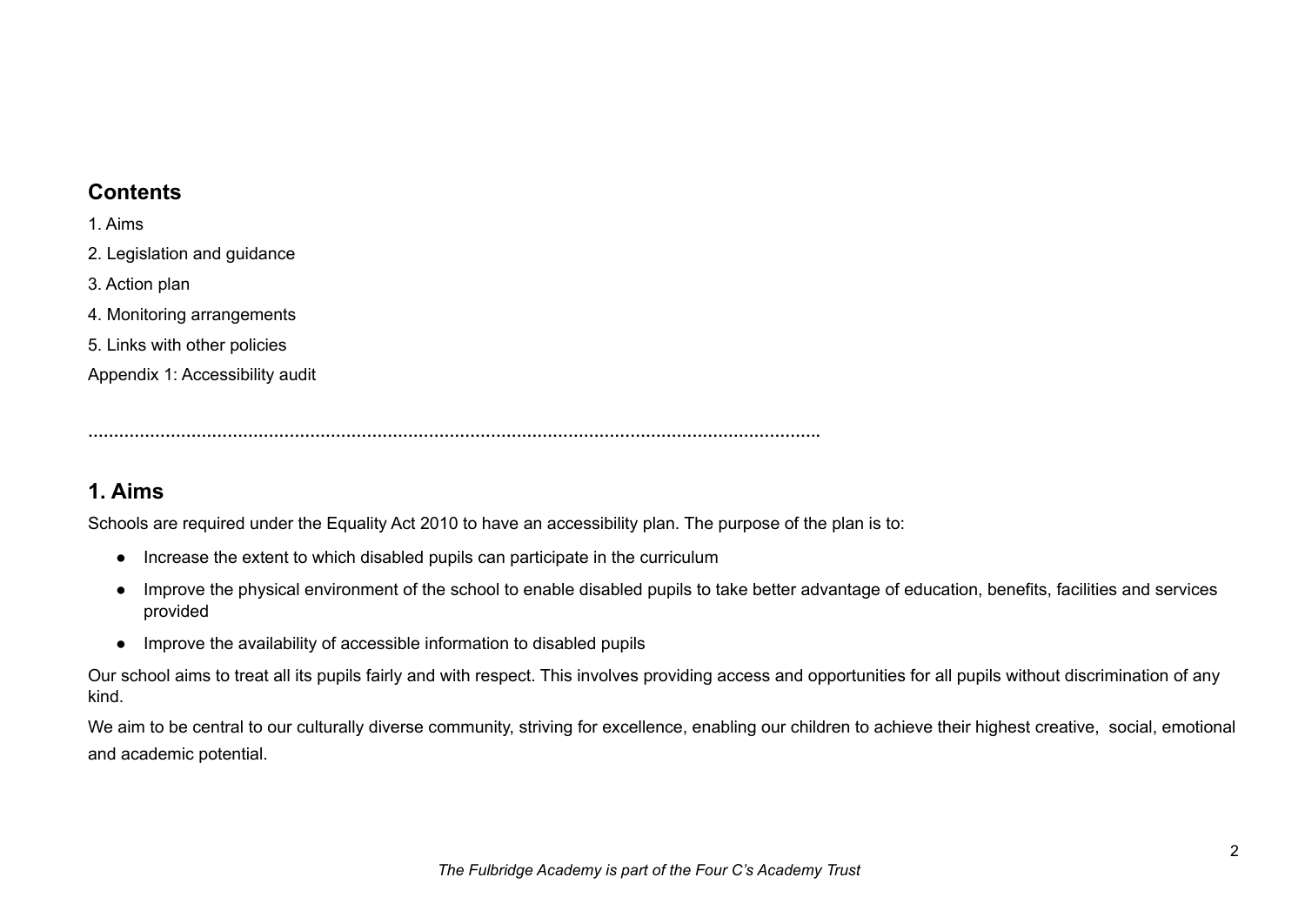## Contents

1. Aims

2. Legislation and guidance

3. Action plan

4. Monitoring arrangements

5. Links with other policies

Appendix 1: Accessibility audit

…………………………………………………………………………………………………………………………

## 1. Aims

Schools are required under the Equality Act 2010 to have an accessibility plan. The purpose of the plan is to:

- Increase the extent to which disabled pupils can participate in the curriculum
- Improve the physical environment of the school to enable disabled pupils to take better advantage of education, benefits, facilities and services provided
- Improve the availability of accessible information to disabled pupils

Our school aims to treat all its pupils fairly and with respect. This involves providing access and opportunities for all pupils without discrimination of any kind.

We aim to be central to our culturally diverse community, striving for excellence, enabling our children to achieve their highest creative, social, emotional and academic potential.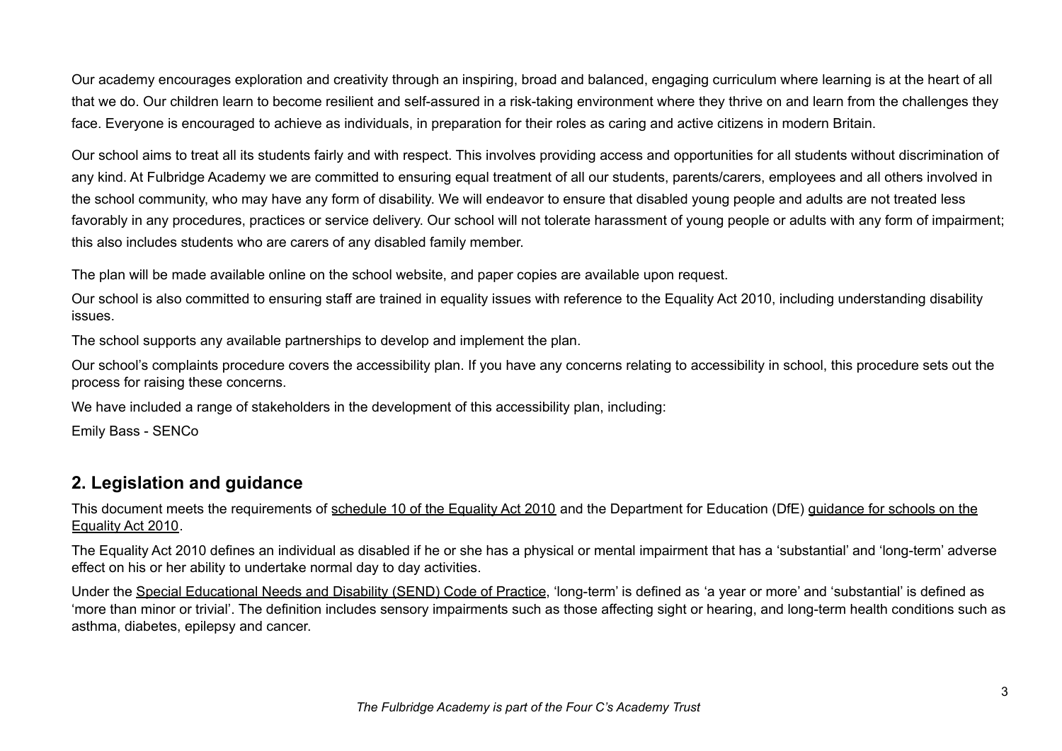Our academy encourages exploration and creativity through an inspiring, broad and balanced, engaging curriculum where learning is at the heart of all that we do. Our children learn to become resilient and self-assured in a risk-taking environment where they thrive on and learn from the challenges they face. Everyone is encouraged to achieve as individuals, in preparation for their roles as caring and active citizens in modern Britain.

Our school aims to treat all its students fairly and with respect. This involves providing access and opportunities for all students without discrimination of any kind. At Fulbridge Academy we are committed to ensuring equal treatment of all our students, parents/carers, employees and all others involved in the school community, who may have any form of disability. We will endeavor to ensure that disabled young people and adults are not treated less favorably in any procedures, practices or service delivery. Our school will not tolerate harassment of young people or adults with any form of impairment; this also includes students who are carers of any disabled family member.

The plan will be made available online on the school website, and paper copies are available upon request.

Our school is also committed to ensuring staff are trained in equality issues with reference to the Equality Act 2010, including understanding disability issues.

The school supports any available partnerships to develop and implement the plan.

Our school's complaints procedure covers the accessibility plan. If you have any concerns relating to accessibility in school, this procedure sets out the process for raising these concerns.

We have included a range of stakeholders in the development of this accessibility plan, including:

Emily Bass - SENCo

## 2. Legislation and guidance

This document meets the requirements of schedule 10 of the Equality Act 2010 and the Department for Education (DfE) guidance for schools on the Equality Act 2010.

The Equality Act 2010 defines an individual as disabled if he or she has a physical or mental impairment that has a 'substantial' and 'long-term' adverse effect on his or her ability to undertake normal day to day activities.

Under the Special Educational Needs and Disability (SEND) Code of Practice, 'long-term' is defined as 'a year or more' and 'substantial' is defined as 'more than minor or trivial'. The definition includes sensory impairments such as those affecting sight or hearing, and long-term health conditions such as asthma, diabetes, epilepsy and cancer.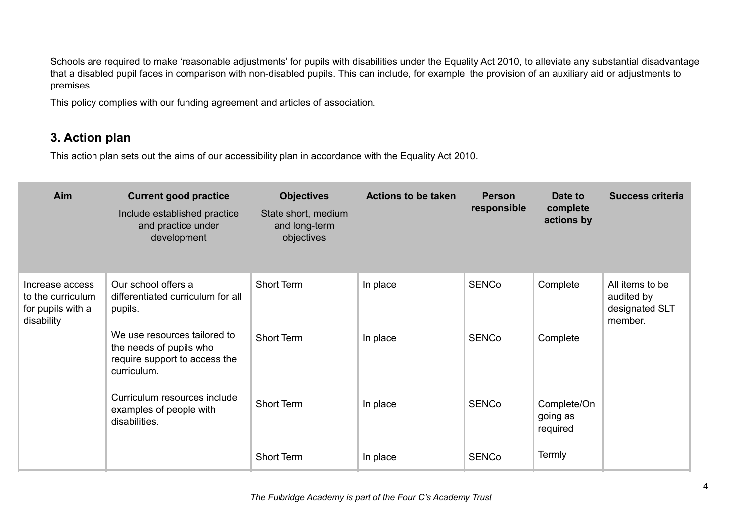Schools are required to make 'reasonable adjustments' for pupils with disabilities under the Equality Act 2010, to alleviate any substantial disadvantage that a disabled pupil faces in comparison with non-disabled pupils. This can include, for example, the provision of an auxiliary aid or adjustments to premises.

This policy complies with our funding agreement and articles of association.

## 3. Action plan

This action plan sets out the aims of our accessibility plan in accordance with the Equality Act 2010.

| Aim | Current good practice<br>Include established practice and practice under development | Objectives<br>State short, medium and long-term objectives | Actions to be taken | Person responsible | Date to complete actions by | Success criteria |
|---|---|---|---|---|---|---|
| Increase access to the curriculum for pupils with a disability | Our school offers a differentiated curriculum for all pupils. | Short Term | In place | SENCo | Complete | All items to be audited by designated SLT member. |
| | We use resources tailored to the needs of pupils who require support to access the curriculum. | Short Term | In place | SENCo | Complete | |
| | Curriculum resources include examples of people with disabilities. | Short Term | In place | SENCo | Complete/On going as required | |
| | | Short Term | In place | SENCo | Termly | |

*The Fulbridge Academy is part of the Four C's Academy Trust*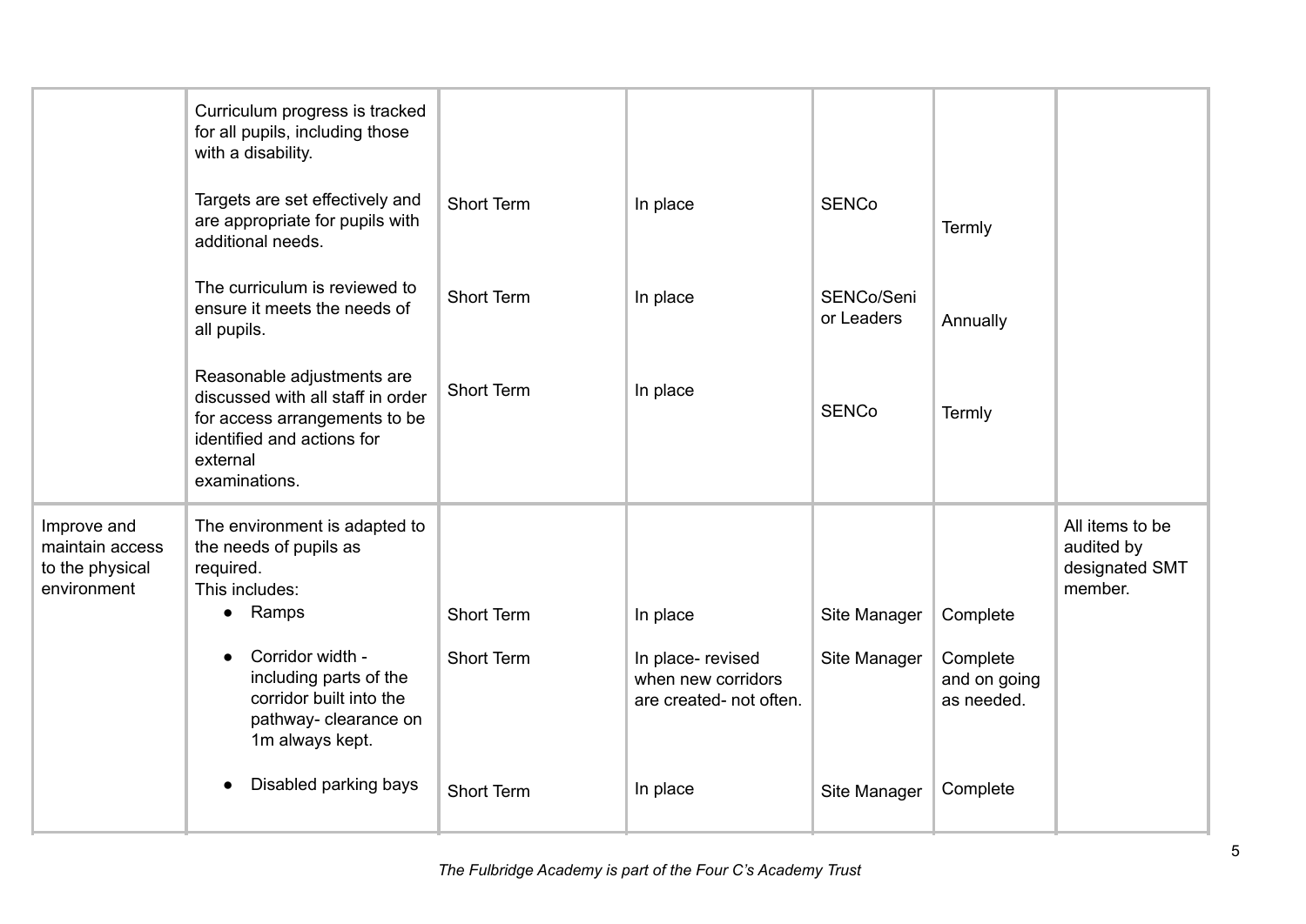| | | | | | | |
|---|---|---|---|---|---|---|
| | Curriculum progress is tracked for all pupils, including those with a disability.<br><br>Targets are set effectively and are appropriate for pupils with additional needs. | Short Term | In place | SENCo | Termly | |
| | The curriculum is reviewed to ensure it meets the needs of all pupils. | Short Term | In place | SENCo/Senior Leaders | Annually | |
| | Reasonable adjustments are discussed with all staff in order for access arrangements to be identified and actions for external examinations. | Short Term | In place | SENCo | Termly | |
| Improve and maintain access to the physical environment | The environment is adapted to the needs of pupils as required.<br>This includes:<br>• Ramps | Short Term | In place | Site Manager | Complete | All items to be audited by designated SMT member. |
| | • Corridor width - including parts of the corridor built into the pathway- clearance on 1m always kept. | Short Term | In place- revised when new corridors are created- not often. | Site Manager | Complete and on going as needed. | |
| | • Disabled parking bays | Short Term | In place | Site Manager | Complete | |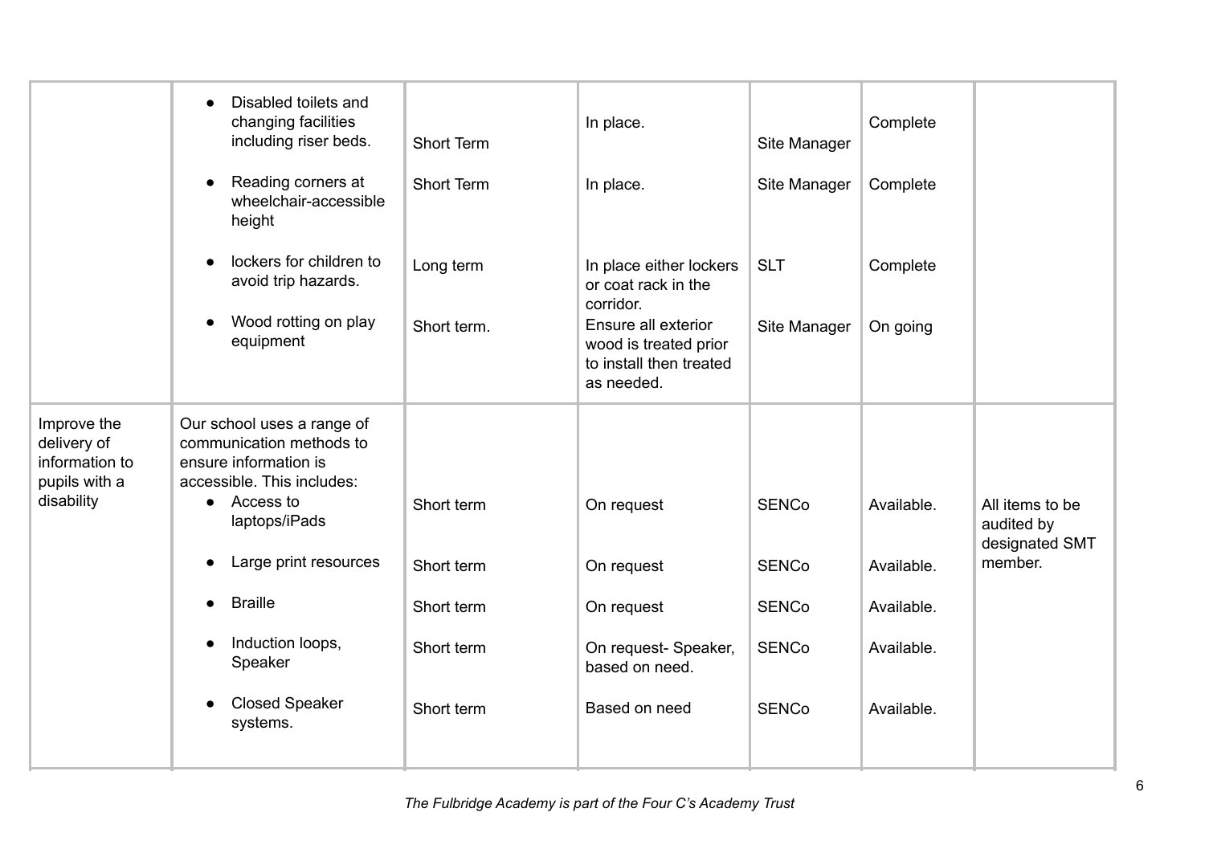| | | | | | | |
|---|---|---|---|---|---|---|
| | • Disabled toilets and changing facilities including riser beds. | Short Term | In place. | Site Manager | Complete | |
| | • Reading corners at wheelchair-accessible height | Short Term | In place. | Site Manager | Complete | |
| | • lockers for children to avoid trip hazards. | Long term | In place either lockers or coat rack in the corridor. | SLT | Complete | |
| | • Wood rotting on play equipment | Short term. | Ensure all exterior wood is treated prior to install then treated as needed. | Site Manager | On going | |
| Improve the delivery of information to pupils with a disability | Our school uses a range of communication methods to ensure information is accessible. This includes: • Access to laptops/iPads | Short term | On request | SENCo | Available. | All items to be audited by designated SMT member. |
| | • Large print resources | Short term | On request | SENCo | Available. | |
| | • Braille | Short term | On request | SENCo | Available. | |
| | • Induction loops, Speaker | Short term | On request- Speaker, based on need. | SENCo | Available. | |
| | • Closed Speaker systems. | Short term | Based on need | SENCo | Available. | |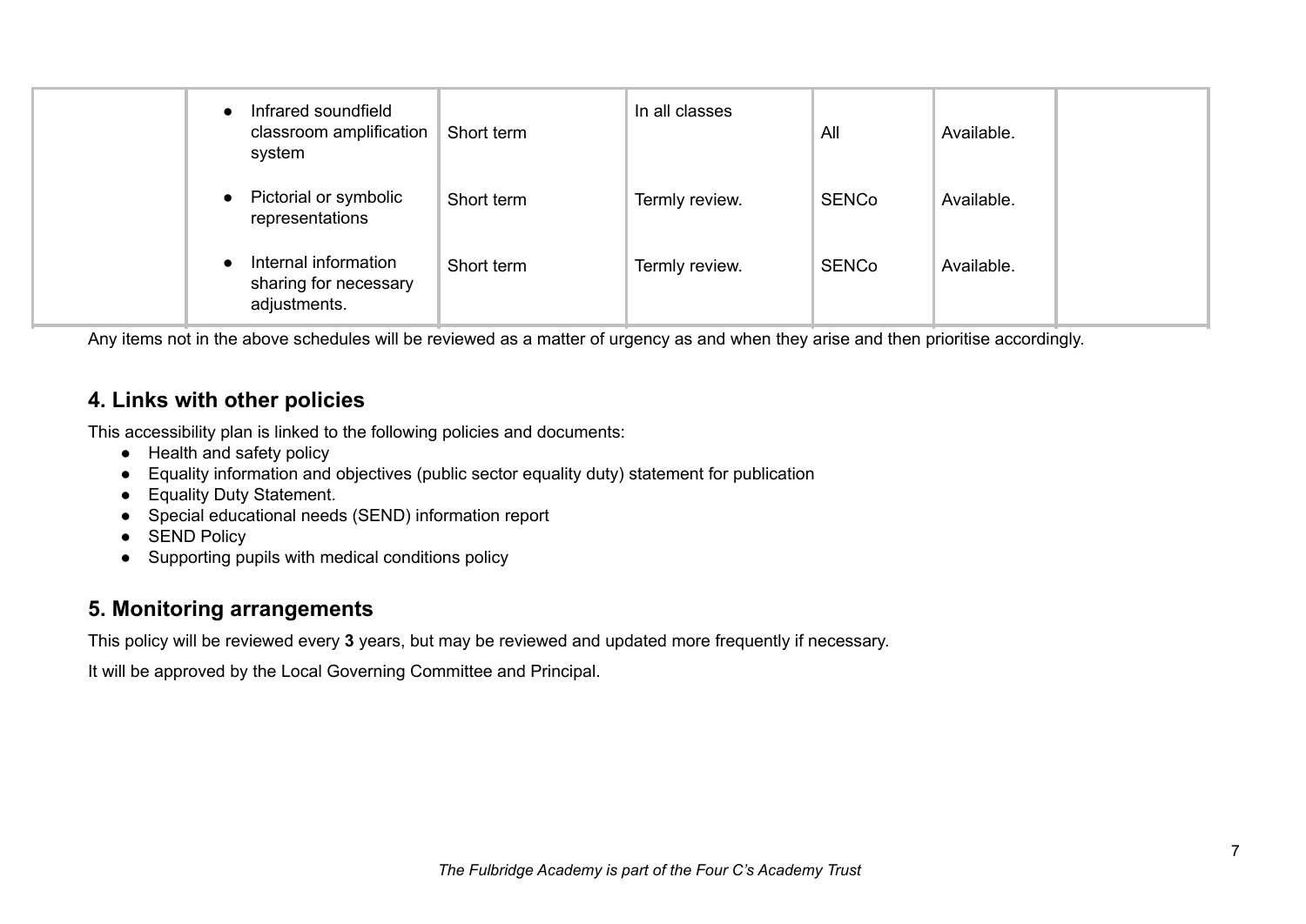| | | | | | | |
|---|---|---|---|---|---|---|
| | • Infrared soundfield classroom amplification system | Short term | In all classes | All | Available. | |
| | • Pictorial or symbolic representations | Short term | Termly review. | SENCo | Available. | |
| | • Internal information sharing for necessary adjustments. | Short term | Termly review. | SENCo | Available. | |

Any items not in the above schedules will be reviewed as a matter of urgency as and when they arise and then prioritise accordingly.

## 4. Links with other policies

This accessibility plan is linked to the following policies and documents:

- Health and safety policy
- Equality information and objectives (public sector equality duty) statement for publication
- Equality Duty Statement.
- Special educational needs (SEND) information report
- SEND Policy
- Supporting pupils with medical conditions policy

## 5. Monitoring arrangements

This policy will be reviewed every **3** years, but may be reviewed and updated more frequently if necessary.

It will be approved by the Local Governing Committee and Principal.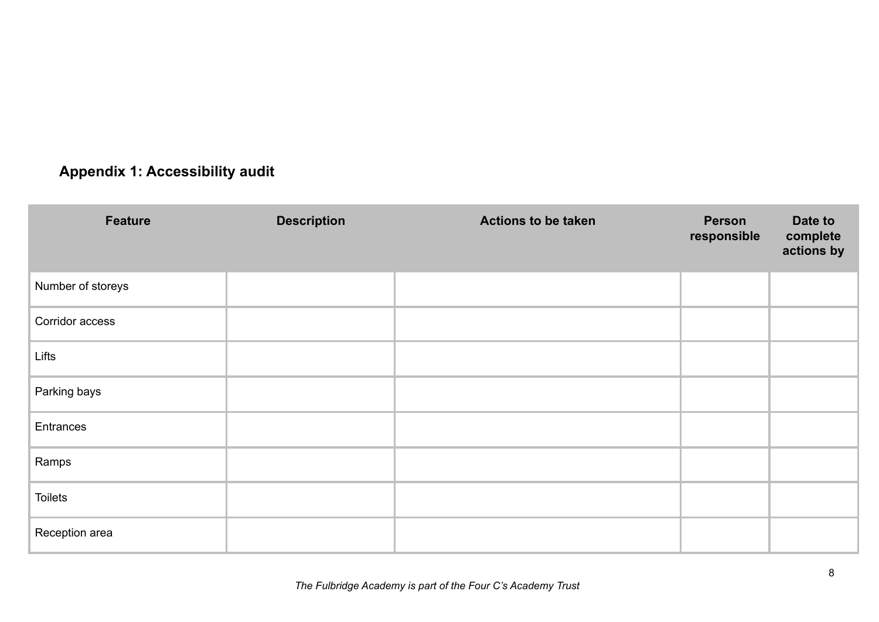## Appendix 1: Accessibility audit

| Feature | Description | Actions to be taken | Person responsible | Date to complete actions by |
|---|---|---|---|---|
| Number of storeys | | | | |
| Corridor access | | | | |
| Lifts | | | | |
| Parking bays | | | | |
| Entrances | | | | |
| Ramps | | | | |
| Toilets | | | | |
| Reception area | | | | |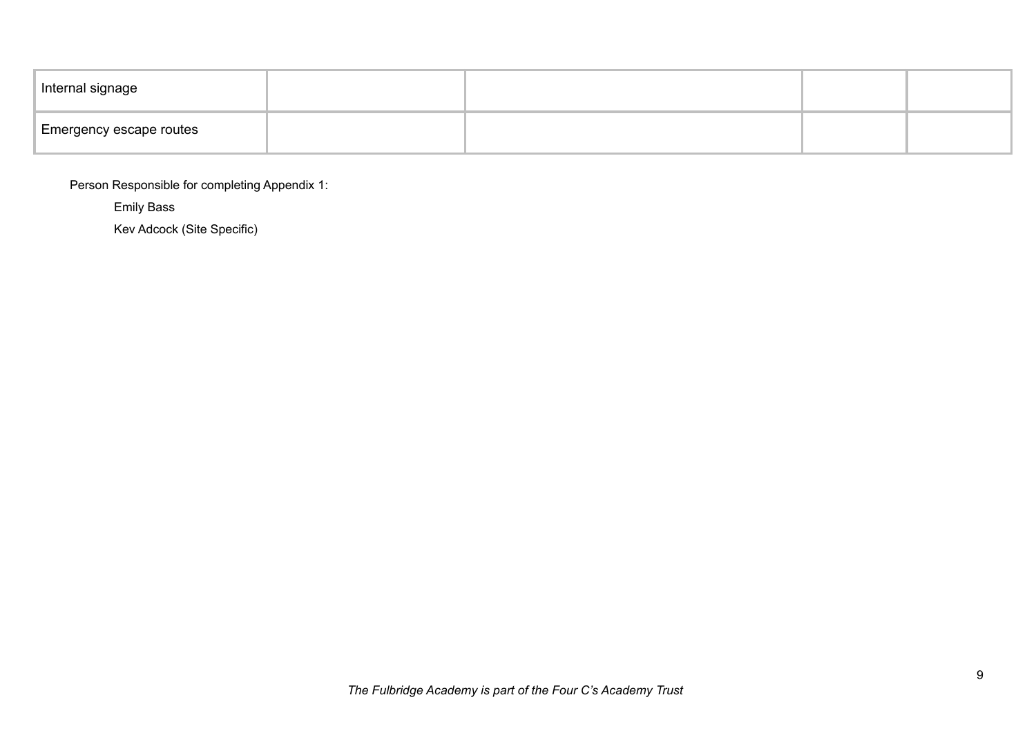| | | | | |
|---|---|---|---|---|
| Internal signage | | | | |
| Emergency escape routes | | | | |

Person Responsible for completing Appendix 1:

Emily Bass

Kev Adcock (Site Specific)